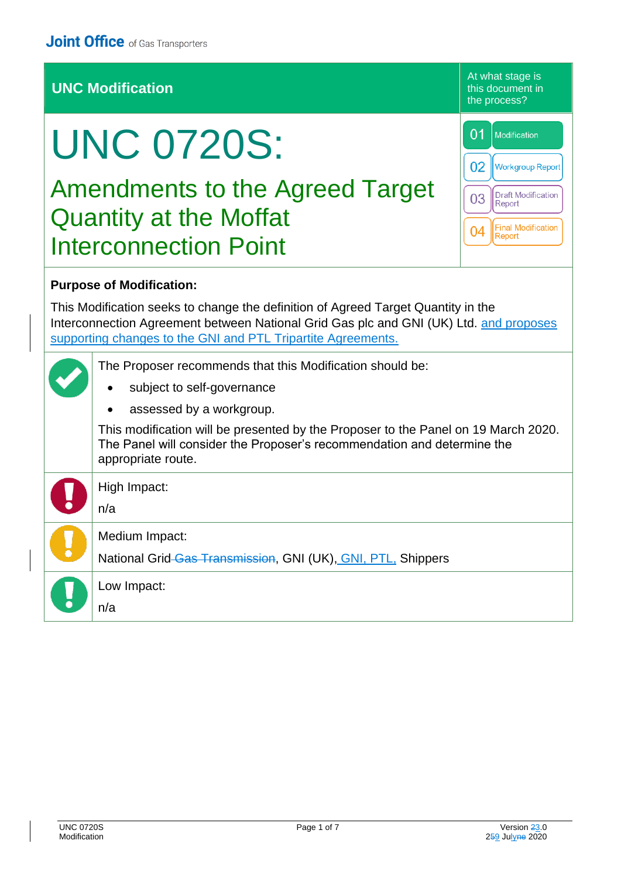Joint Office of Gas Transporters

## UNC Modification

At what stage is this document in the process?

| | |
|---|---|
| 01 | Modification |
| 02 | Workgroup Report |
| 03 | Draft Modification Report |
| 04 | Final Modification Report |

# UNC 0720S:

## Amendments to the Agreed Target Quantity at the Moffat Interconnection Point

**Purpose of Modification:**

This Modification seeks to change the definition of Agreed Target Quantity in the Interconnection Agreement between National Grid Gas plc and GNI (UK) Ltd. and proposes supporting changes to the GNI and PTL Tripartite Agreements.

The Proposer recommends that this Modification should be:

- subject to self-governance
- assessed by a workgroup.

This modification will be presented by the Proposer to the Panel on 19 March 2020. The Panel will consider the Proposer's recommendation and determine the appropriate route.

High Impact:

n/a

Medium Impact:

National Grid ~~Gas Transmission~~, GNI (UK), GNI, PTL, Shippers

Low Impact:

n/a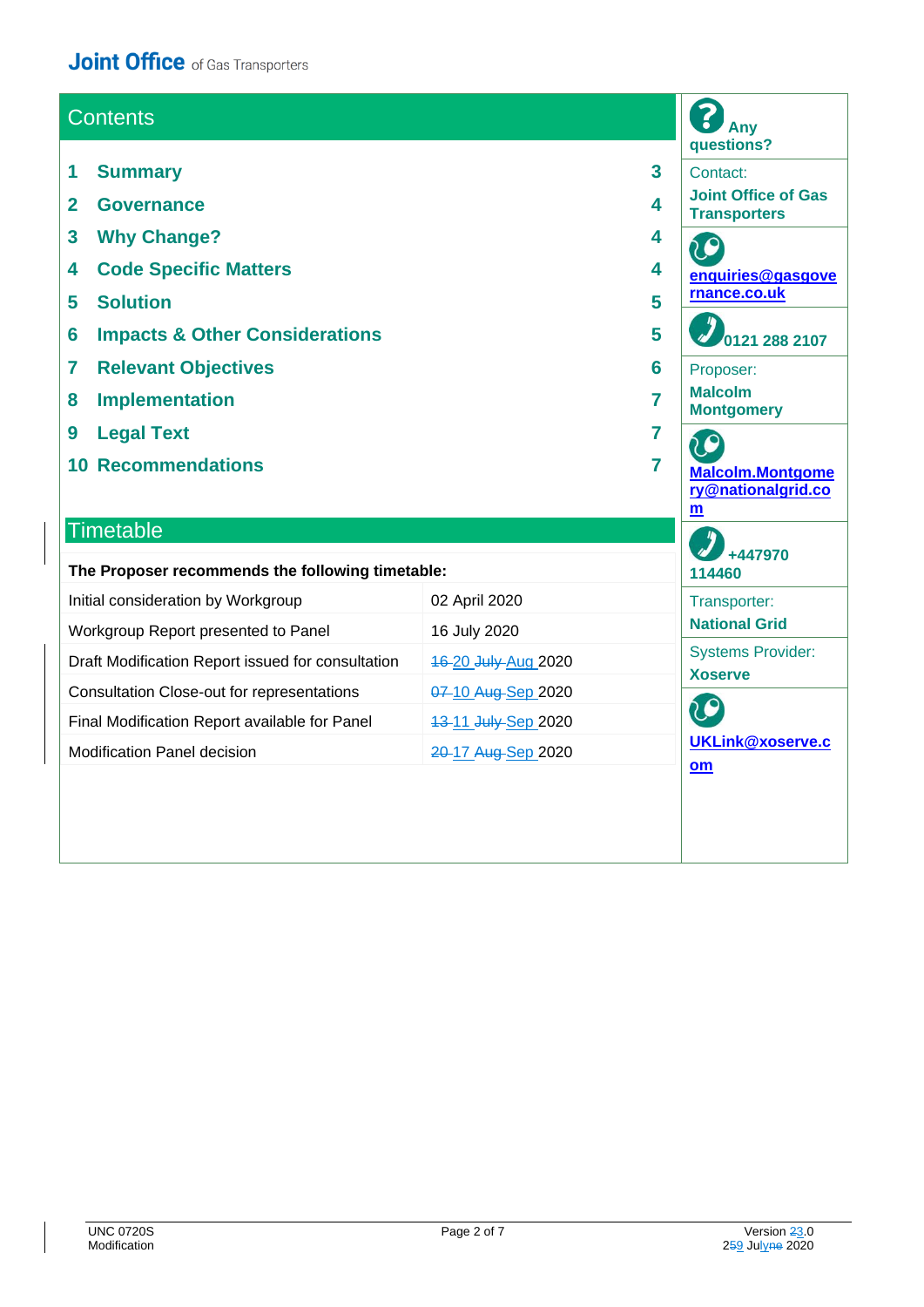## Contents

| | | |
|---|---|---|
| 1 | Summary | 3 |
| 2 | Governance | 4 |
| 3 | Why Change? | 4 |
| 4 | Code Specific Matters | 4 |
| 5 | Solution | 5 |
| 6 | Impacts & Other Considerations | 5 |
| 7 | Relevant Objectives | 6 |
| 8 | Implementation | 7 |
| 9 | Legal Text | 7 |
| 10 | Recommendations | 7 |

## Timetable

**The Proposer recommends the following timetable:**

| | |
|---|---|
| Initial consideration by Workgroup | 02 April 2020 |
| Workgroup Report presented to Panel | 16 July 2020 |
| Draft Modification Report issued for consultation | ~~16~~ 20 ~~July~~ Aug 2020 |
| Consultation Close-out for representations | ~~07~~ 10 ~~Aug~~ Sep 2020 |
| Final Modification Report available for Panel | ~~13~~ 11 ~~July~~ Sep 2020 |
| Modification Panel decision | ~~20~~ 17 ~~Aug~~ Sep 2020 |

**Any questions?**

Contact:
**Joint Office of Gas Transporters**

**enquiries@gasgovernance.co.uk**

**0121 288 2107**

Proposer:
**Malcolm Montgomery**

**Malcolm.Montgomery@nationalgrid.com**

**+447970 114460**

Transporter:
**National Grid**

Systems Provider:
**Xoserve**

**UKLink@xoserve.com**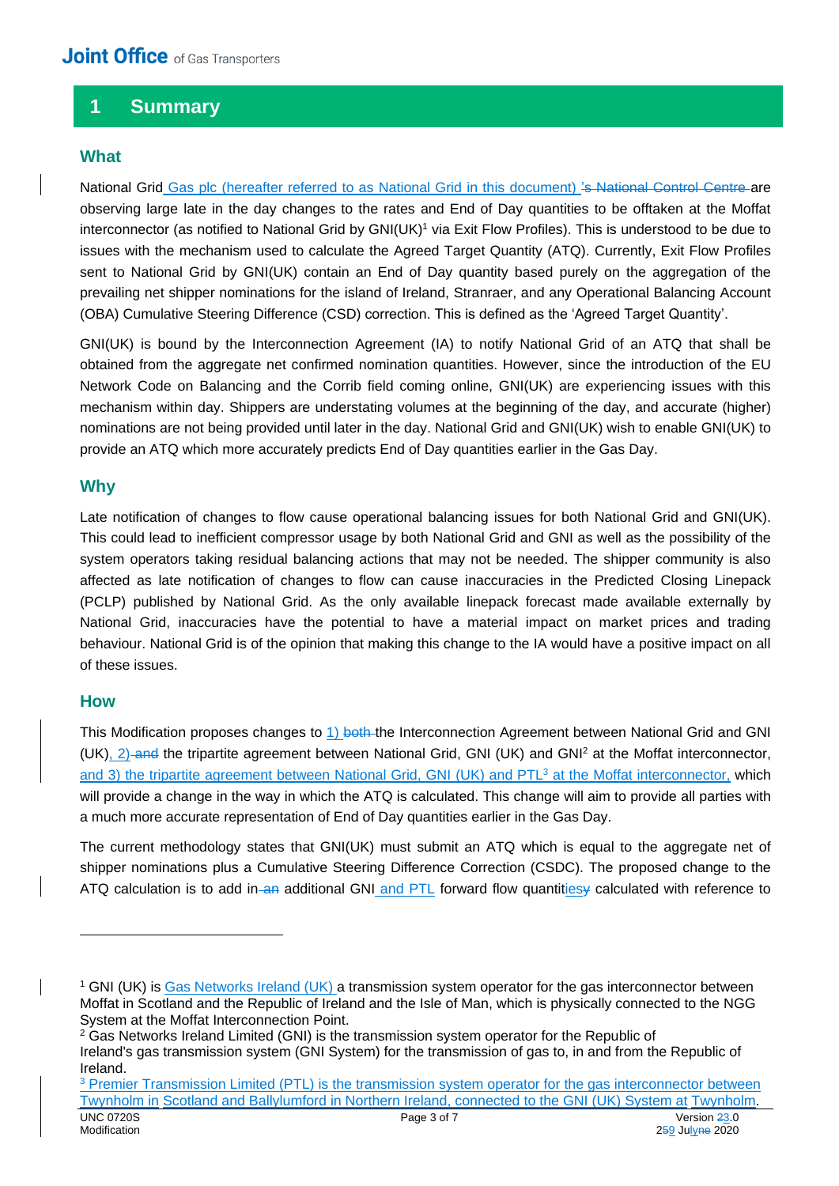## 1 Summary

### What

National Grid Gas plc (hereafter referred to as National Grid in this document) ~~'s National Control Centre~~ are observing large late in the day changes to the rates and End of Day quantities to be offtaken at the Moffat interconnector (as notified to National Grid by GNI(UK)[1] via Exit Flow Profiles). This is understood to be due to issues with the mechanism used to calculate the Agreed Target Quantity (ATQ). Currently, Exit Flow Profiles sent to National Grid by GNI(UK) contain an End of Day quantity based purely on the aggregation of the prevailing net shipper nominations for the island of Ireland, Stranraer, and any Operational Balancing Account (OBA) Cumulative Steering Difference (CSD) correction. This is defined as the 'Agreed Target Quantity'.

GNI(UK) is bound by the Interconnection Agreement (IA) to notify National Grid of an ATQ that shall be obtained from the aggregate net confirmed nomination quantities. However, since the introduction of the EU Network Code on Balancing and the Corrib field coming online, GNI(UK) are experiencing issues with this mechanism within day. Shippers are understating volumes at the beginning of the day, and accurate (higher) nominations are not being provided until later in the day. National Grid and GNI(UK) wish to enable GNI(UK) to provide an ATQ which more accurately predicts End of Day quantities earlier in the Gas Day.

### Why

Late notification of changes to flow cause operational balancing issues for both National Grid and GNI(UK). This could lead to inefficient compressor usage by both National Grid and GNI as well as the possibility of the system operators taking residual balancing actions that may not be needed. The shipper community is also affected as late notification of changes to flow can cause inaccuracies in the Predicted Closing Linepack (PCLP) published by National Grid. As the only available linepack forecast made available externally by National Grid, inaccuracies have the potential to have a material impact on market prices and trading behaviour. National Grid is of the opinion that making this change to the IA would have a positive impact on all of these issues.

### How

This Modification proposes changes to 1) ~~both~~ the Interconnection Agreement between National Grid and GNI (UK), 2) ~~and~~ the tripartite agreement between National Grid, GNI (UK) and GNI[2] at the Moffat interconnector, and 3) the tripartite agreement between National Grid, GNI (UK) and PTL[3] at the Moffat interconnector, which will provide a change in the way in which the ATQ is calculated. This change will aim to provide all parties with a much more accurate representation of End of Day quantities earlier in the Gas Day.

The current methodology states that GNI(UK) must submit an ATQ which is equal to the aggregate net of shipper nominations plus a Cumulative Steering Difference Correction (CSDC). The proposed change to the ATQ calculation is to add in ~~an~~ additional GNI and PTL forward flow quantit~~y~~ies calculated with reference to

---

[1] GNI (UK) is Gas Networks Ireland (UK) a transmission system operator for the gas interconnector between Moffat in Scotland and the Republic of Ireland and the Isle of Man, which is physically connected to the NGG System at the Moffat Interconnection Point.

[2] Gas Networks Ireland Limited (GNI) is the transmission system operator for the Republic of Ireland's gas transmission system (GNI System) for the transmission of gas to, in and from the Republic of Ireland.

[3] Premier Transmission Limited (PTL) is the transmission system operator for the gas interconnector between Twynholm in Scotland and Ballylumford in Northern Ireland, connected to the GNI (UK) System at Twynholm.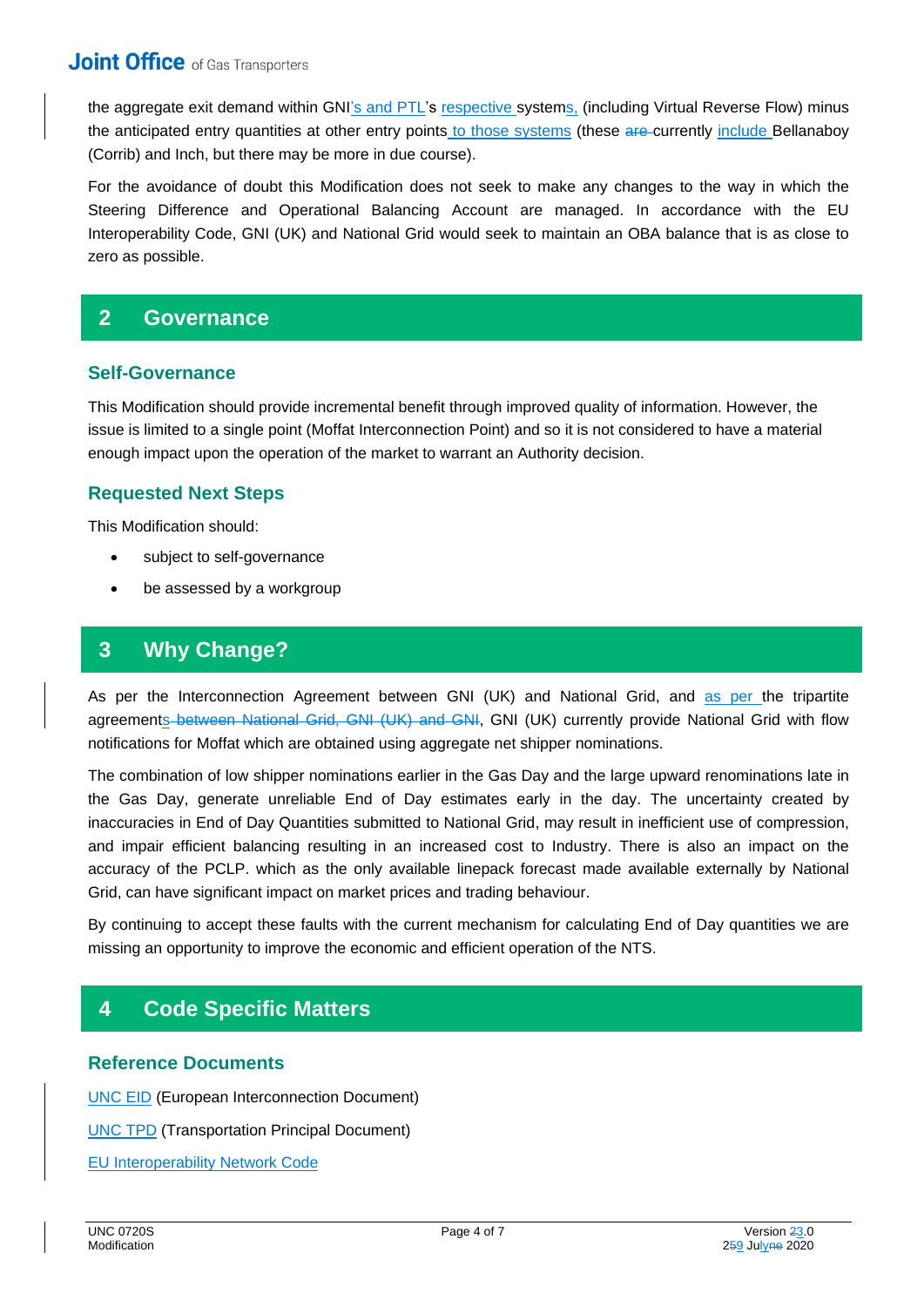the aggregate exit demand within GNI's and PTL's respective systems, (including Virtual Reverse Flow) minus the anticipated entry quantities at other entry points to those systems (these are currently include Bellanaboy (Corrib) and Inch, but there may be more in due course).

For the avoidance of doubt this Modification does not seek to make any changes to the way in which the Steering Difference and Operational Balancing Account are managed. In accordance with the EU Interoperability Code, GNI (UK) and National Grid would seek to maintain an OBA balance that is as close to zero as possible.

## 2 Governance

### Self-Governance

This Modification should provide incremental benefit through improved quality of information. However, the issue is limited to a single point (Moffat Interconnection Point) and so it is not considered to have a material enough impact upon the operation of the market to warrant an Authority decision.

### Requested Next Steps

This Modification should:

- subject to self-governance
- be assessed by a workgroup

## 3 Why Change?

As per the Interconnection Agreement between GNI (UK) and National Grid, and as per the tripartite agreements between National Grid, GNI (UK) and GNI, GNI (UK) currently provide National Grid with flow notifications for Moffat which are obtained using aggregate net shipper nominations.

The combination of low shipper nominations earlier in the Gas Day and the large upward renominations late in the Gas Day, generate unreliable End of Day estimates early in the day. The uncertainty created by inaccuracies in End of Day Quantities submitted to National Grid, may result in inefficient use of compression, and impair efficient balancing resulting in an increased cost to Industry. There is also an impact on the accuracy of the PCLP. which as the only available linepack forecast made available externally by National Grid, can have significant impact on market prices and trading behaviour.

By continuing to accept these faults with the current mechanism for calculating End of Day quantities we are missing an opportunity to improve the economic and efficient operation of the NTS.

## 4 Code Specific Matters

### Reference Documents

UNC EID (European Interconnection Document)

UNC TPD (Transportation Principal Document)

EU Interoperability Network Code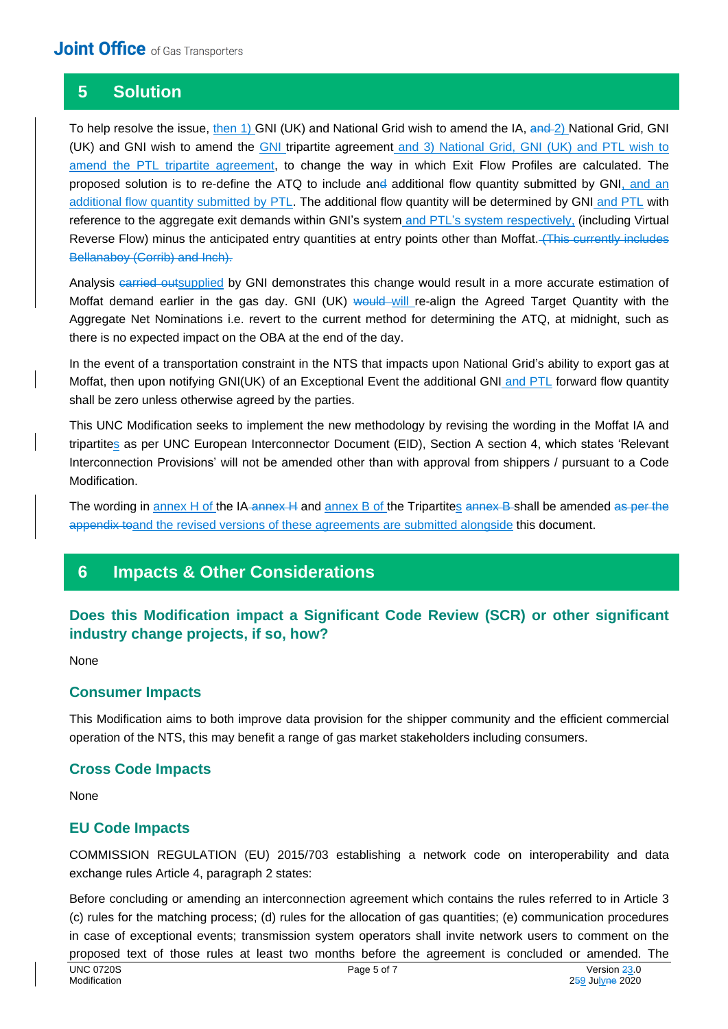## 5 Solution

To help resolve the issue, then 1) GNI (UK) and National Grid wish to amend the IA, ~~and~~ 2) National Grid, GNI (UK) and GNI wish to amend the GNI tripartite agreement and 3) National Grid, GNI (UK) and PTL wish to amend the PTL tripartite agreement, to change the way in which Exit Flow Profiles are calculated. The proposed solution is to re-define the ATQ to include an~~d~~ additional flow quantity submitted by GNI, and an additional flow quantity submitted by PTL. The additional flow quantity will be determined by GNI and PTL with reference to the aggregate exit demands within GNI's system and PTL's system respectively, (including Virtual Reverse Flow) minus the anticipated entry quantities at entry points other than Moffat. ~~(This currently includes Bellanaboy (Corrib) and Inch).~~

Analysis ~~carried out~~supplied by GNI demonstrates this change would result in a more accurate estimation of Moffat demand earlier in the gas day. GNI (UK) ~~would~~ will re-align the Agreed Target Quantity with the Aggregate Net Nominations i.e. revert to the current method for determining the ATQ, at midnight, such as there is no expected impact on the OBA at the end of the day.

In the event of a transportation constraint in the NTS that impacts upon National Grid's ability to export gas at Moffat, then upon notifying GNI(UK) of an Exceptional Event the additional GNI and PTL forward flow quantity shall be zero unless otherwise agreed by the parties.

This UNC Modification seeks to implement the new methodology by revising the wording in the Moffat IA and tripartites as per UNC European Interconnector Document (EID), Section A section 4, which states 'Relevant Interconnection Provisions' will not be amended other than with approval from shippers / pursuant to a Code Modification.

The wording in annex H of the IA ~~annex H~~ and annex B of the Tripartites ~~annex B~~ shall be amended ~~as per the appendix to~~and the revised versions of these agreements are submitted alongside this document.

## 6 Impacts & Other Considerations

### Does this Modification impact a Significant Code Review (SCR) or other significant industry change projects, if so, how?

None

### Consumer Impacts

This Modification aims to both improve data provision for the shipper community and the efficient commercial operation of the NTS, this may benefit a range of gas market stakeholders including consumers.

### Cross Code Impacts

None

### EU Code Impacts

COMMISSION REGULATION (EU) 2015/703 establishing a network code on interoperability and data exchange rules Article 4, paragraph 2 states:

Before concluding or amending an interconnection agreement which contains the rules referred to in Article 3 (c) rules for the matching process; (d) rules for the allocation of gas quantities; (e) communication procedures in case of exceptional events; transmission system operators shall invite network users to comment on the proposed text of those rules at least two months before the agreement is concluded or amended. The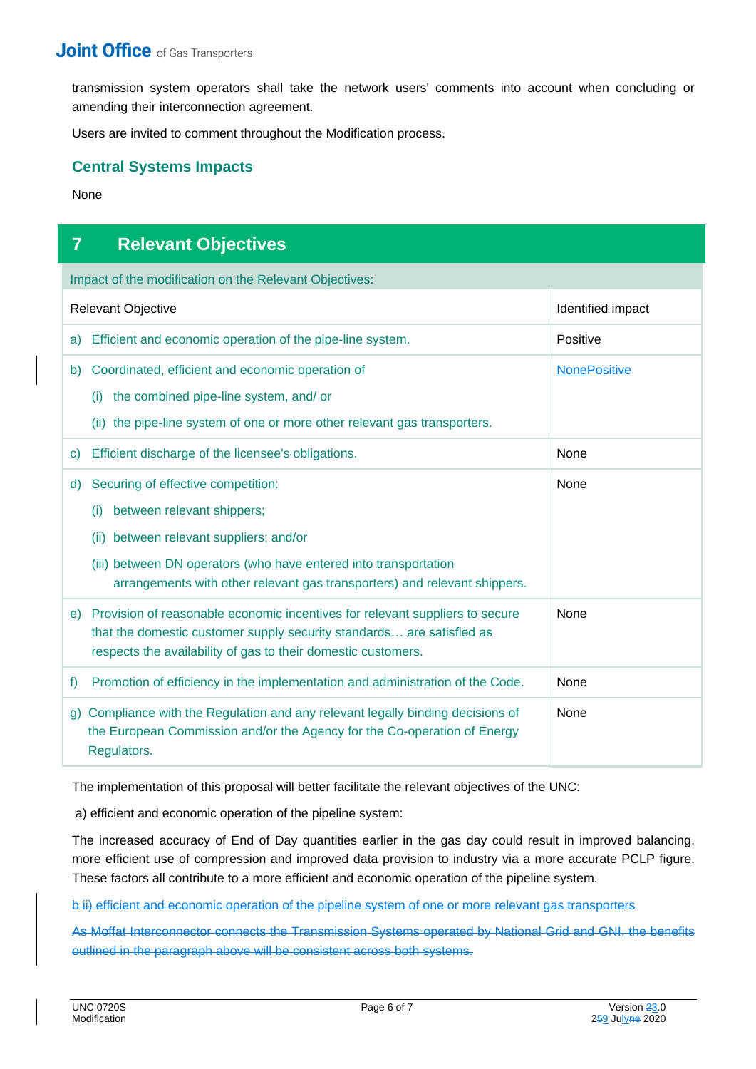transmission system operators shall take the network users' comments into account when concluding or amending their interconnection agreement.

Users are invited to comment throughout the Modification process.

### Central Systems Impacts

None

## 7 Relevant Objectives

Impact of the modification on the Relevant Objectives:

| Relevant Objective | Identified impact |
|---|---|
| a) Efficient and economic operation of the pipe-line system. | Positive |
| b) Coordinated, efficient and economic operation of<br>(i) the combined pipe-line system, and/ or<br>(ii) the pipe-line system of one or more other relevant gas transporters. | None~~Positive~~ |
| c) Efficient discharge of the licensee's obligations. | None |
| d) Securing of effective competition:<br>(i) between relevant shippers;<br>(ii) between relevant suppliers; and/or<br>(iii) between DN operators (who have entered into transportation arrangements with other relevant gas transporters) and relevant shippers. | None |
| e) Provision of reasonable economic incentives for relevant suppliers to secure that the domestic customer supply security standards… are satisfied as respects the availability of gas to their domestic customers. | None |
| f) Promotion of efficiency in the implementation and administration of the Code. | None |
| g) Compliance with the Regulation and any relevant legally binding decisions of the European Commission and/or the Agency for the Co-operation of Energy Regulators. | None |

The implementation of this proposal will better facilitate the relevant objectives of the UNC:

a) efficient and economic operation of the pipeline system:

The increased accuracy of End of Day quantities earlier in the gas day could result in improved balancing, more efficient use of compression and improved data provision to industry via a more accurate PCLP figure. These factors all contribute to a more efficient and economic operation of the pipeline system.

~~b ii) efficient and economic operation of the pipeline system of one or more relevant gas transporters~~

~~As Moffat Interconnector connects the Transmission Systems operated by National Grid and GNI, the benefits outlined in the paragraph above will be consistent across both systems.~~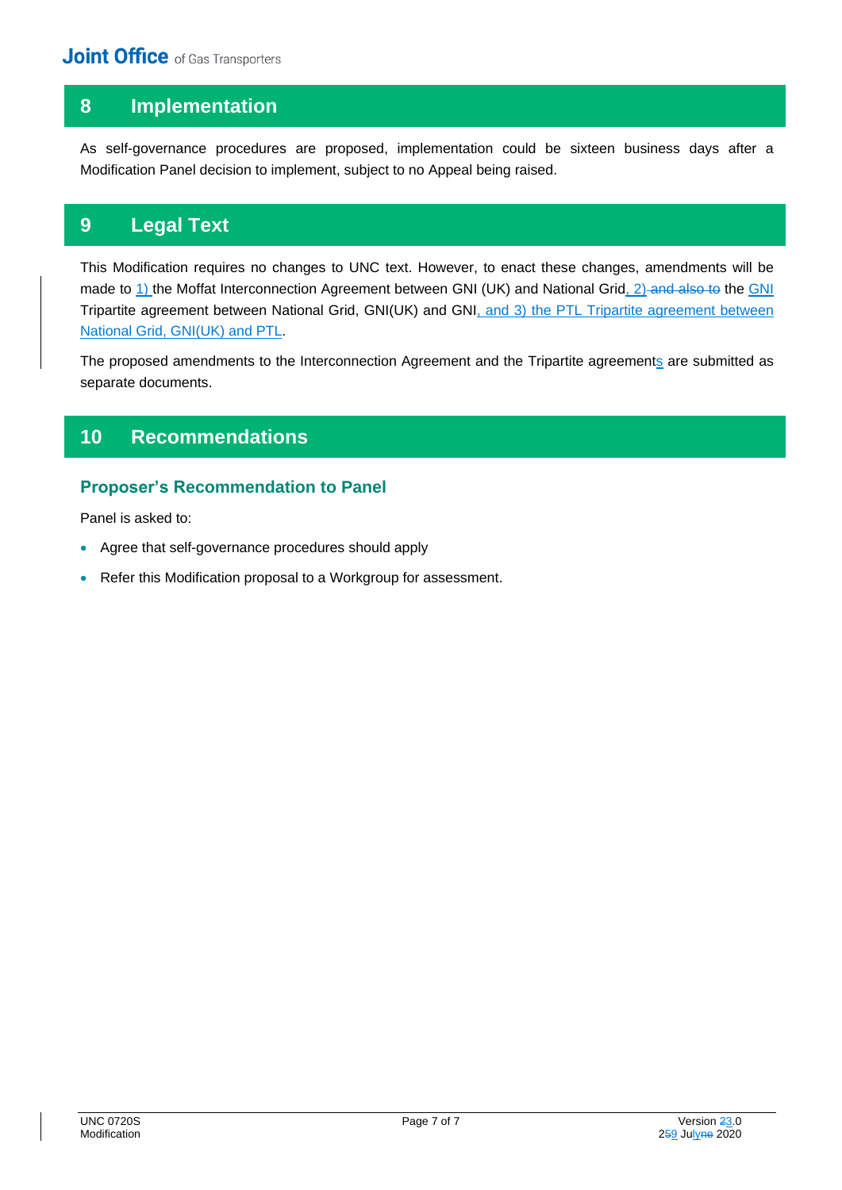## 8 Implementation

As self-governance procedures are proposed, implementation could be sixteen business days after a Modification Panel decision to implement, subject to no Appeal being raised.

## 9 Legal Text

This Modification requires no changes to UNC text. However, to enact these changes, amendments will be made to 1) the Moffat Interconnection Agreement between GNI (UK) and National Grid, 2) ~~and also to~~ the GNI Tripartite agreement between National Grid, GNI(UK) and GNI, and 3) the PTL Tripartite agreement between National Grid, GNI(UK) and PTL.

The proposed amendments to the Interconnection Agreement and the Tripartite agreements are submitted as separate documents.

## 10 Recommendations

### Proposer's Recommendation to Panel

Panel is asked to:

- Agree that self-governance procedures should apply
- Refer this Modification proposal to a Workgroup for assessment.